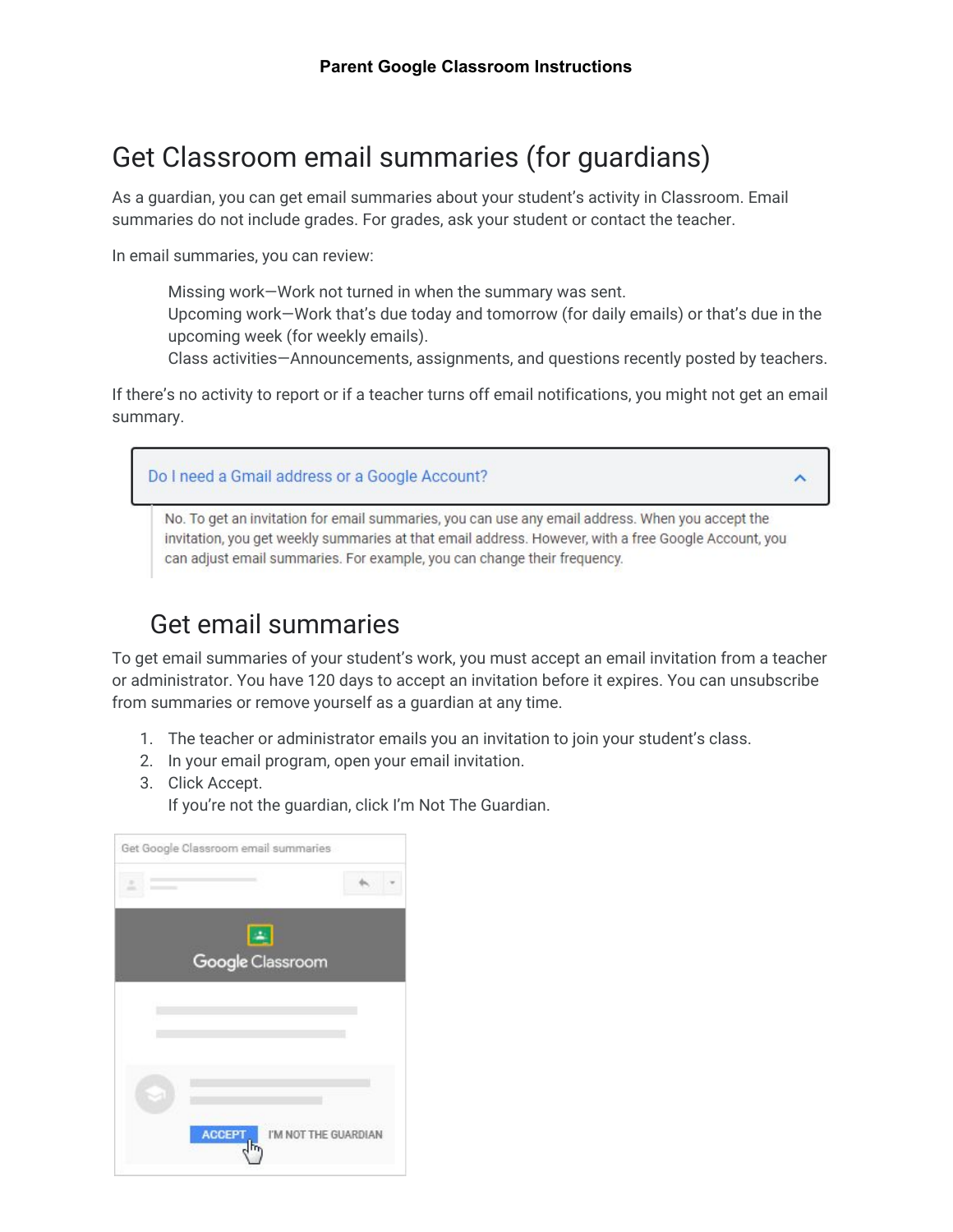**Parent Google Classroom Instructions**

# Get Classroom email summaries (for guardians)

As a guardian, you can get email summaries about your student's activity in Classroom. Email summaries do not include grades. For grades, ask your student or contact the teacher.

In email summaries, you can review:

Missing work—Work not turned in when the summary was sent.
Upcoming work—Work that's due today and tomorrow (for daily emails) or that's due in the upcoming week (for weekly emails).
Class activities—Announcements, assignments, and questions recently posted by teachers.

If there's no activity to report or if a teacher turns off email notifications, you might not get an email summary.

**Do I need a Gmail address or a Google Account?**

No. To get an invitation for email summaries, you can use any email address. When you accept the invitation, you get weekly summaries at that email address. However, with a free Google Account, you can adjust email summaries. For example, you can change their frequency.

## Get email summaries

To get email summaries of your student's work, you must accept an email invitation from a teacher or administrator. You have 120 days to accept an invitation before it expires. You can unsubscribe from summaries or remove yourself as a guardian at any time.

1. The teacher or administrator emails you an invitation to join your student's class.
2. In your email program, open your email invitation.
3. Click Accept.
   If you're not the guardian, click I'm Not The Guardian.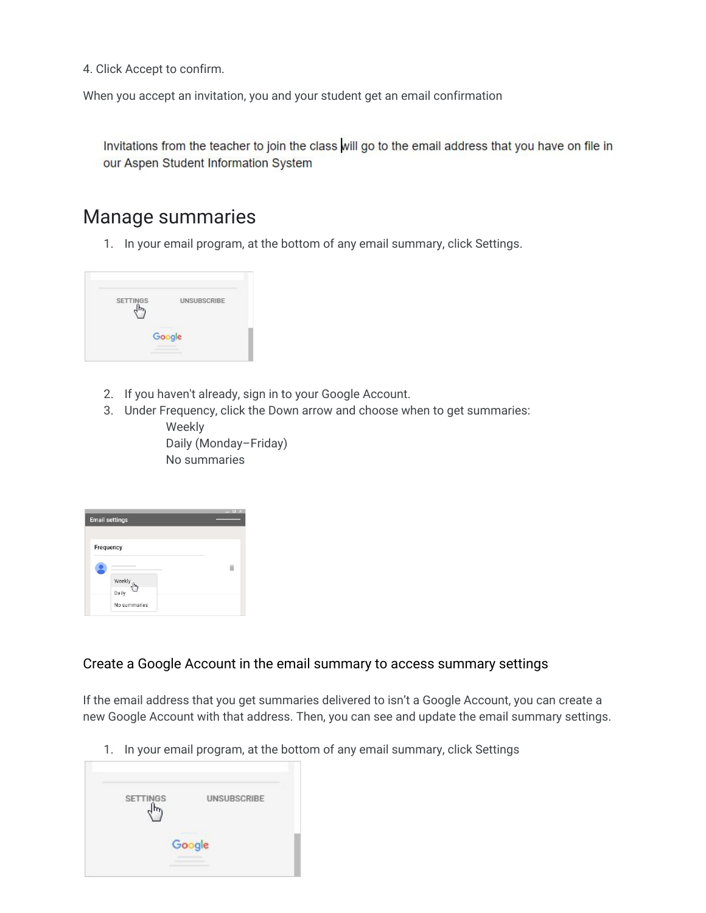4. Click Accept to confirm.

When you accept an invitation, you and your student get an email confirmation

Invitations from the teacher to join the class will go to the email address that you have on file in our Aspen Student Information System

# Manage summaries

1. In your email program, at the bottom of any email summary, click Settings.

2. If you haven't already, sign in to your Google Account.
3. Under Frequency, click the Down arrow and choose when to get summaries:
   - Weekly
   - Daily (Monday–Friday)
   - No summaries

### Create a Google Account in the email summary to access summary settings

If the email address that you get summaries delivered to isn't a Google Account, you can create a new Google Account with that address. Then, you can see and update the email summary settings.

1. In your email program, at the bottom of any email summary, click Settings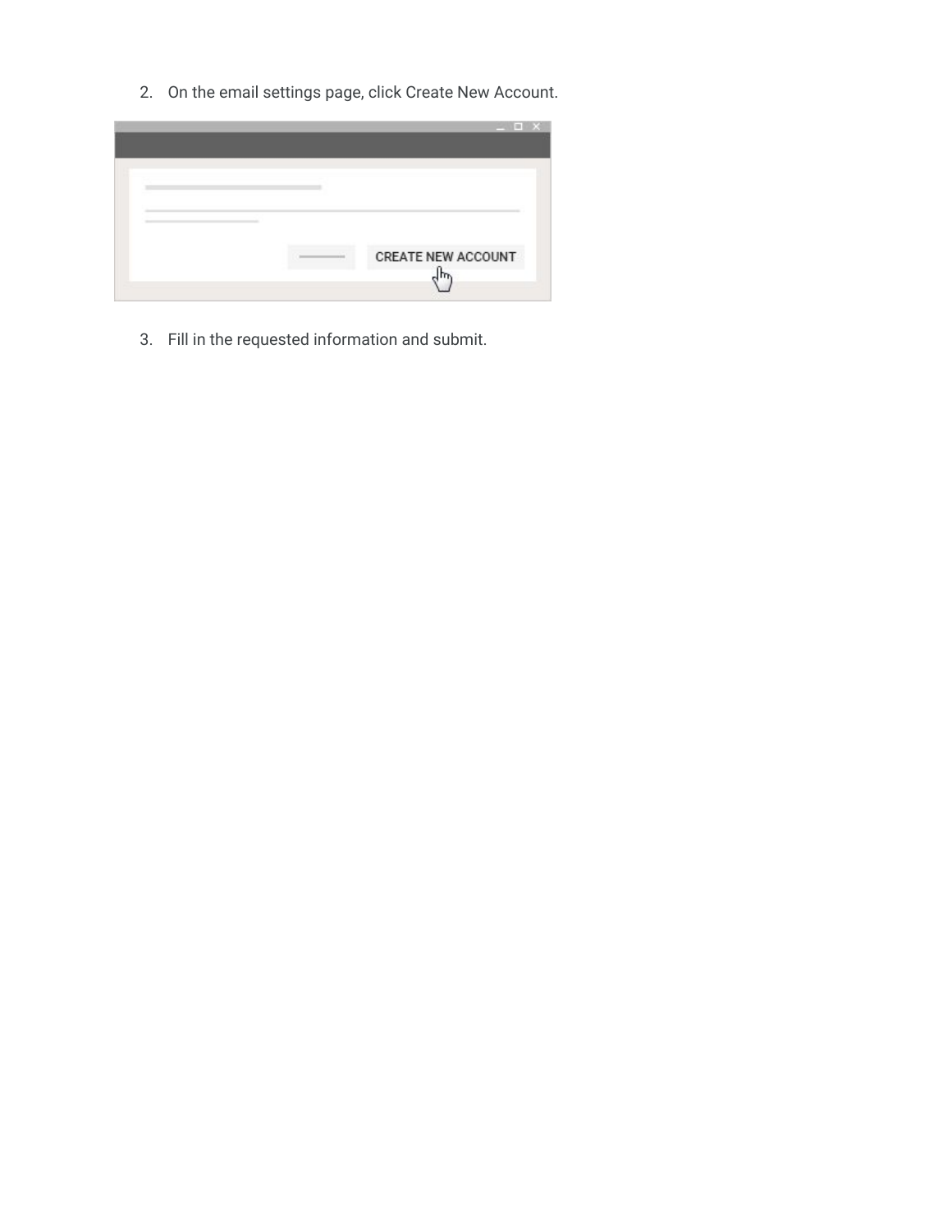2. On the email settings page, click Create New Account.

3. Fill in the requested information and submit.